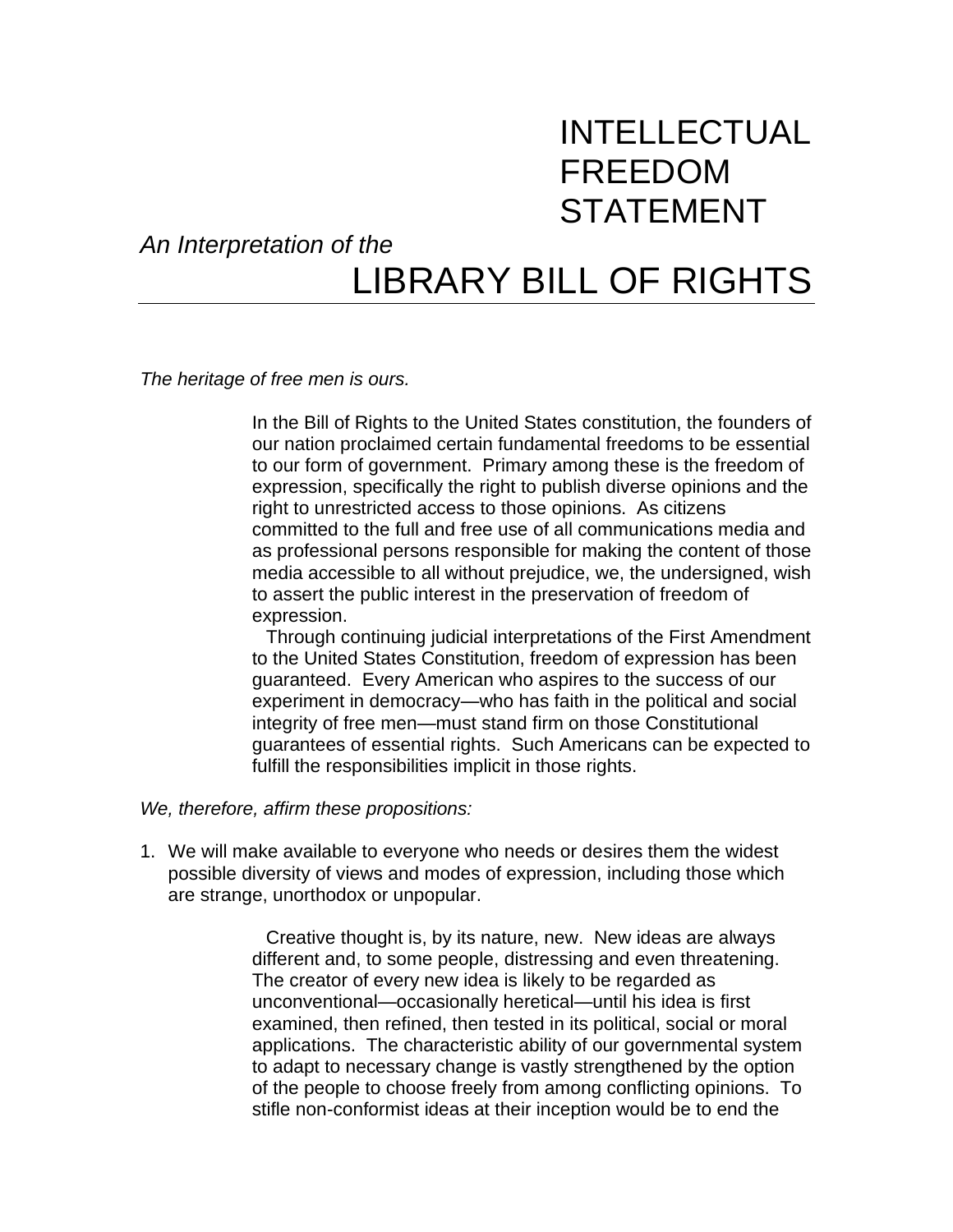# INTELLECTUAL FREEDOM STATEMENT

*An Interpretation of the*

## LIBRARY BILL OF RIGHTS

*The heritage of free men is ours.*

In the Bill of Rights to the United States constitution, the founders of our nation proclaimed certain fundamental freedoms to be essential to our form of government. Primary among these is the freedom of expression, specifically the right to publish diverse opinions and the right to unrestricted access to those opinions. As citizens committed to the full and free use of all communications media and as professional persons responsible for making the content of those media accessible to all without prejudice, we, the undersigned, wish to assert the public interest in the preservation of freedom of expression.

Through continuing judicial interpretations of the First Amendment to the United States Constitution, freedom of expression has been guaranteed. Every American who aspires to the success of our experiment in democracy—who has faith in the political and social integrity of free men—must stand firm on those Constitutional guarantees of essential rights. Such Americans can be expected to fulfill the responsibilities implicit in those rights.

*We, therefore, affirm these propositions:*

1. We will make available to everyone who needs or desires them the widest possible diversity of views and modes of expression, including those which are strange, unorthodox or unpopular.

   Creative thought is, by its nature, new. New ideas are always different and, to some people, distressing and even threatening. The creator of every new idea is likely to be regarded as unconventional—occasionally heretical—until his idea is first examined, then refined, then tested in its political, social or moral applications. The characteristic ability of our governmental system to adapt to necessary change is vastly strengthened by the option of the people to choose freely from among conflicting opinions. To stifle non-conformist ideas at their inception would be to end the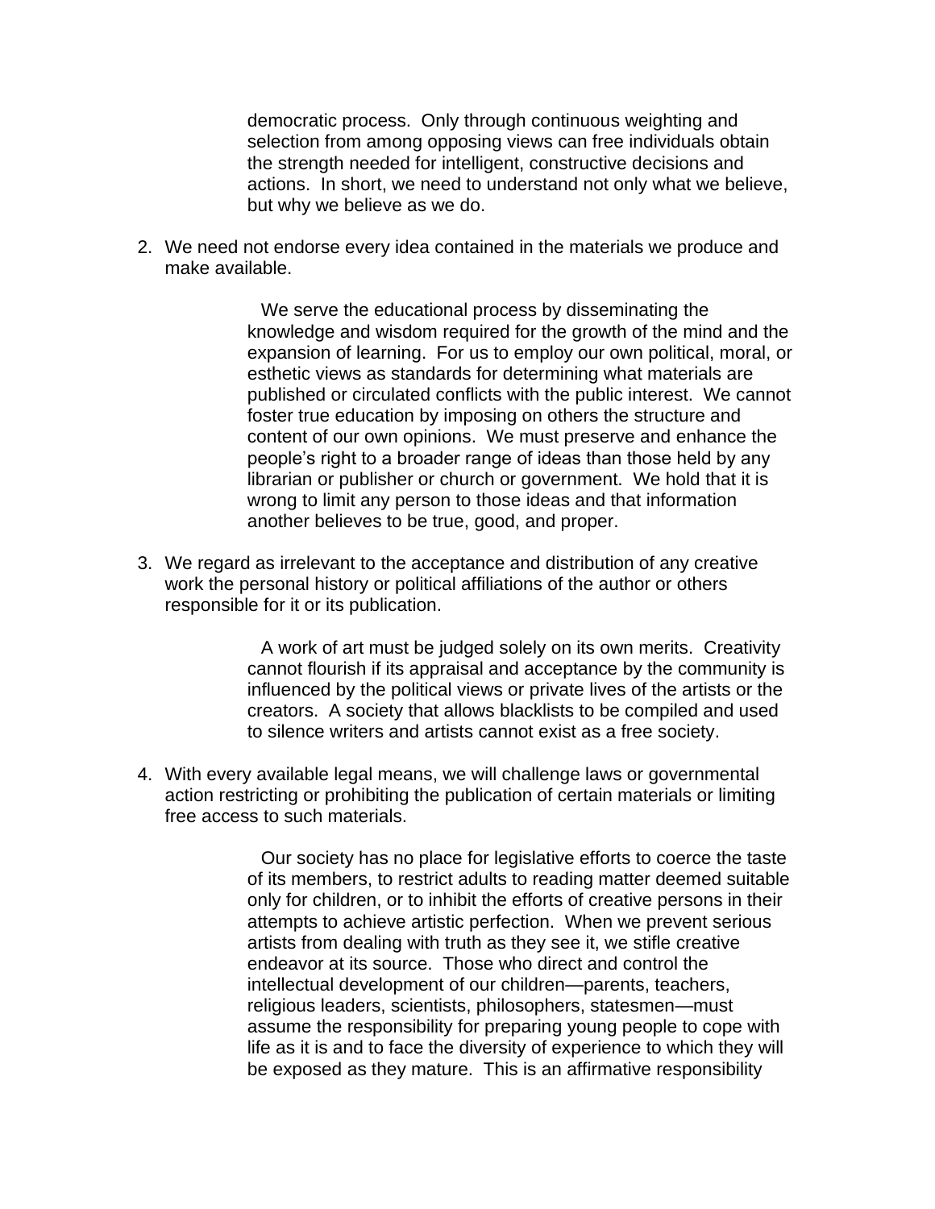democratic process. Only through continuous weighting and selection from among opposing views can free individuals obtain the strength needed for intelligent, constructive decisions and actions. In short, we need to understand not only what we believe, but why we believe as we do.

2. We need not endorse every idea contained in the materials we produce and make available.

   We serve the educational process by disseminating the knowledge and wisdom required for the growth of the mind and the expansion of learning. For us to employ our own political, moral, or esthetic views as standards for determining what materials are published or circulated conflicts with the public interest. We cannot foster true education by imposing on others the structure and content of our own opinions. We must preserve and enhance the people's right to a broader range of ideas than those held by any librarian or publisher or church or government. We hold that it is wrong to limit any person to those ideas and that information another believes to be true, good, and proper.

3. We regard as irrelevant to the acceptance and distribution of any creative work the personal history or political affiliations of the author or others responsible for it or its publication.

   A work of art must be judged solely on its own merits. Creativity cannot flourish if its appraisal and acceptance by the community is influenced by the political views or private lives of the artists or the creators. A society that allows blacklists to be compiled and used to silence writers and artists cannot exist as a free society.

4. With every available legal means, we will challenge laws or governmental action restricting or prohibiting the publication of certain materials or limiting free access to such materials.

   Our society has no place for legislative efforts to coerce the taste of its members, to restrict adults to reading matter deemed suitable only for children, or to inhibit the efforts of creative persons in their attempts to achieve artistic perfection. When we prevent serious artists from dealing with truth as they see it, we stifle creative endeavor at its source. Those who direct and control the intellectual development of our children—parents, teachers, religious leaders, scientists, philosophers, statesmen—must assume the responsibility for preparing young people to cope with life as it is and to face the diversity of experience to which they will be exposed as they mature. This is an affirmative responsibility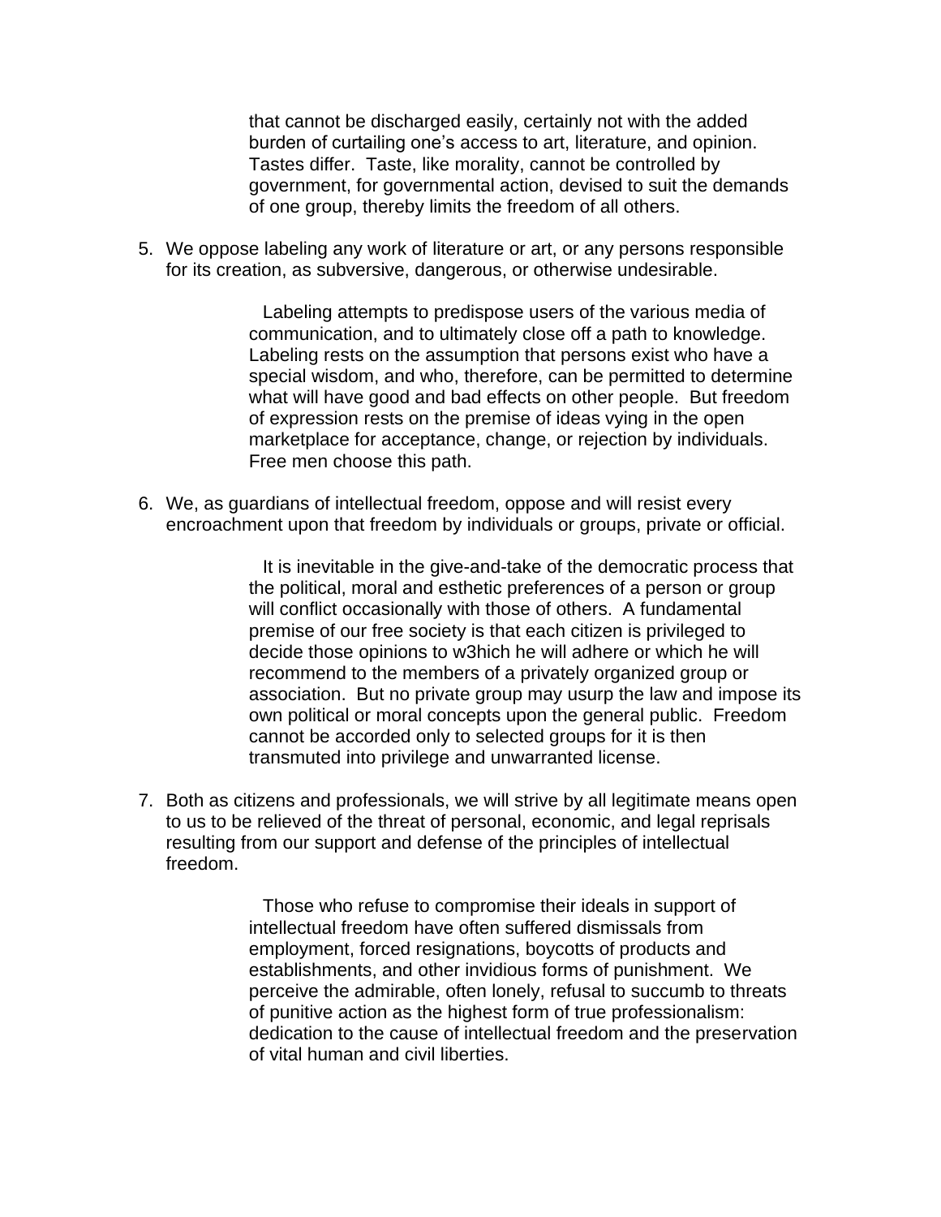that cannot be discharged easily, certainly not with the added burden of curtailing one's access to art, literature, and opinion. Tastes differ. Taste, like morality, cannot be controlled by government, for governmental action, devised to suit the demands of one group, thereby limits the freedom of all others.

5. We oppose labeling any work of literature or art, or any persons responsible for its creation, as subversive, dangerous, or otherwise undesirable.

   Labeling attempts to predispose users of the various media of communication, and to ultimately close off a path to knowledge. Labeling rests on the assumption that persons exist who have a special wisdom, and who, therefore, can be permitted to determine what will have good and bad effects on other people. But freedom of expression rests on the premise of ideas vying in the open marketplace for acceptance, change, or rejection by individuals. Free men choose this path.

6. We, as guardians of intellectual freedom, oppose and will resist every encroachment upon that freedom by individuals or groups, private or official.

   It is inevitable in the give-and-take of the democratic process that the political, moral and esthetic preferences of a person or group will conflict occasionally with those of others. A fundamental premise of our free society is that each citizen is privileged to decide those opinions to w3hich he will adhere or which he will recommend to the members of a privately organized group or association. But no private group may usurp the law and impose its own political or moral concepts upon the general public. Freedom cannot be accorded only to selected groups for it is then transmuted into privilege and unwarranted license.

7. Both as citizens and professionals, we will strive by all legitimate means open to us to be relieved of the threat of personal, economic, and legal reprisals resulting from our support and defense of the principles of intellectual freedom.

   Those who refuse to compromise their ideals in support of intellectual freedom have often suffered dismissals from employment, forced resignations, boycotts of products and establishments, and other invidious forms of punishment. We perceive the admirable, often lonely, refusal to succumb to threats of punitive action as the highest form of true professionalism: dedication to the cause of intellectual freedom and the preservation of vital human and civil liberties.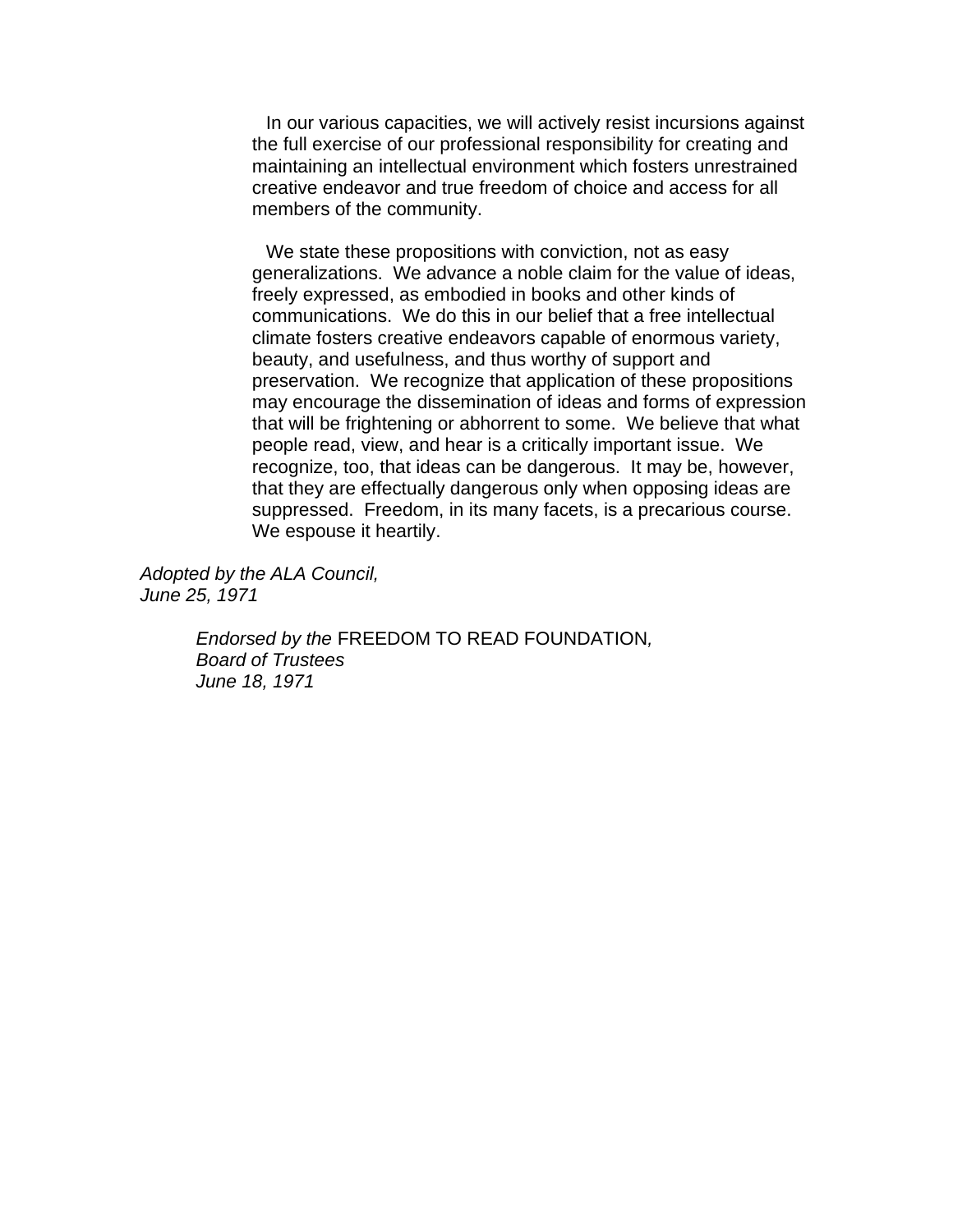In our various capacities, we will actively resist incursions against the full exercise of our professional responsibility for creating and maintaining an intellectual environment which fosters unrestrained creative endeavor and true freedom of choice and access for all members of the community.

We state these propositions with conviction, not as easy generalizations. We advance a noble claim for the value of ideas, freely expressed, as embodied in books and other kinds of communications. We do this in our belief that a free intellectual climate fosters creative endeavors capable of enormous variety, beauty, and usefulness, and thus worthy of support and preservation. We recognize that application of these propositions may encourage the dissemination of ideas and forms of expression that will be frightening or abhorrent to some. We believe that what people read, view, and hear is a critically important issue. We recognize, too, that ideas can be dangerous. It may be, however, that they are effectually dangerous only when opposing ideas are suppressed. Freedom, in its many facets, is a precarious course. We espouse it heartily.

*Adopted by the ALA Council,*
*June 25, 1971*

*Endorsed by the* FREEDOM TO READ FOUNDATION*,*
*Board of Trustees*
*June 18, 1971*